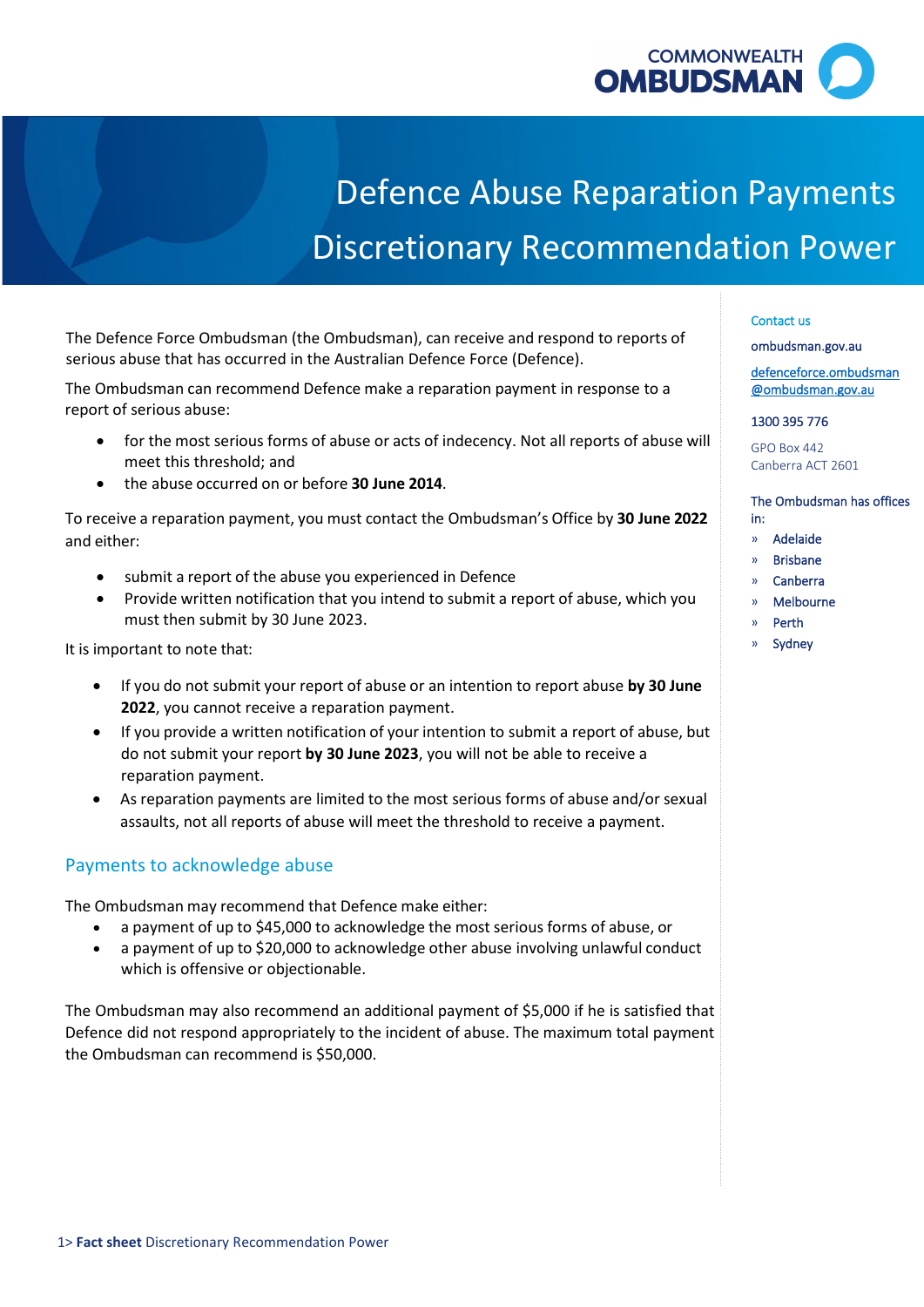# Defence Abuse Reparation Payments Discretionary Recommendation Power

The Defence Force Ombudsman (the Ombudsman), can receive and respond to reports of serious abuse that has occurred in the Australian Defence Force (Defence).

The Ombudsman can recommend Defence make a reparation payment in response to a report of serious abuse:

- for the most serious forms of abuse or acts of indecency. Not all reports of abuse will meet this threshold; and
- the abuse occurred on or before **30 June 2014**.

To receive a reparation payment, you must contact the Ombudsman's Office by **30 June 2022** and either:

- submit a report of the abuse you experienced in Defence
- Provide written notification that you intend to submit a report of abuse, which you must then submit by 30 June 2023.

It is important to note that:

- If you do not submit your report of abuse or an intention to report abuse **by 30 June 2022**, you cannot receive a reparation payment.
- If you provide a written notification of your intention to submit a report of abuse, but do not submit your report **by 30 June 2023**, you will not be able to receive a reparation payment.
- As reparation payments are limited to the most serious forms of abuse and/or sexual assaults, not all reports of abuse will meet the threshold to receive a payment.

## Payments to acknowledge abuse

The Ombudsman may recommend that Defence make either:

- a payment of up to $45,000 to acknowledge the most serious forms of abuse, or
- a payment of up to $20,000 to acknowledge other abuse involving unlawful conduct which is offensive or objectionable.

The Ombudsman may also recommend an additional payment of $5,000 if he is satisfied that Defence did not respond appropriately to the incident of abuse. The maximum total payment the Ombudsman can recommend is $50,000.

Contact us

ombudsman.gov.au

defenceforce.ombudsman@ombudsman.gov.au

1300 395 776

GPO Box 442
Canberra ACT 2601

The Ombudsman has offices in:

- Adelaide
- Brisbane
- Canberra
- Melbourne
- Perth
- Sydney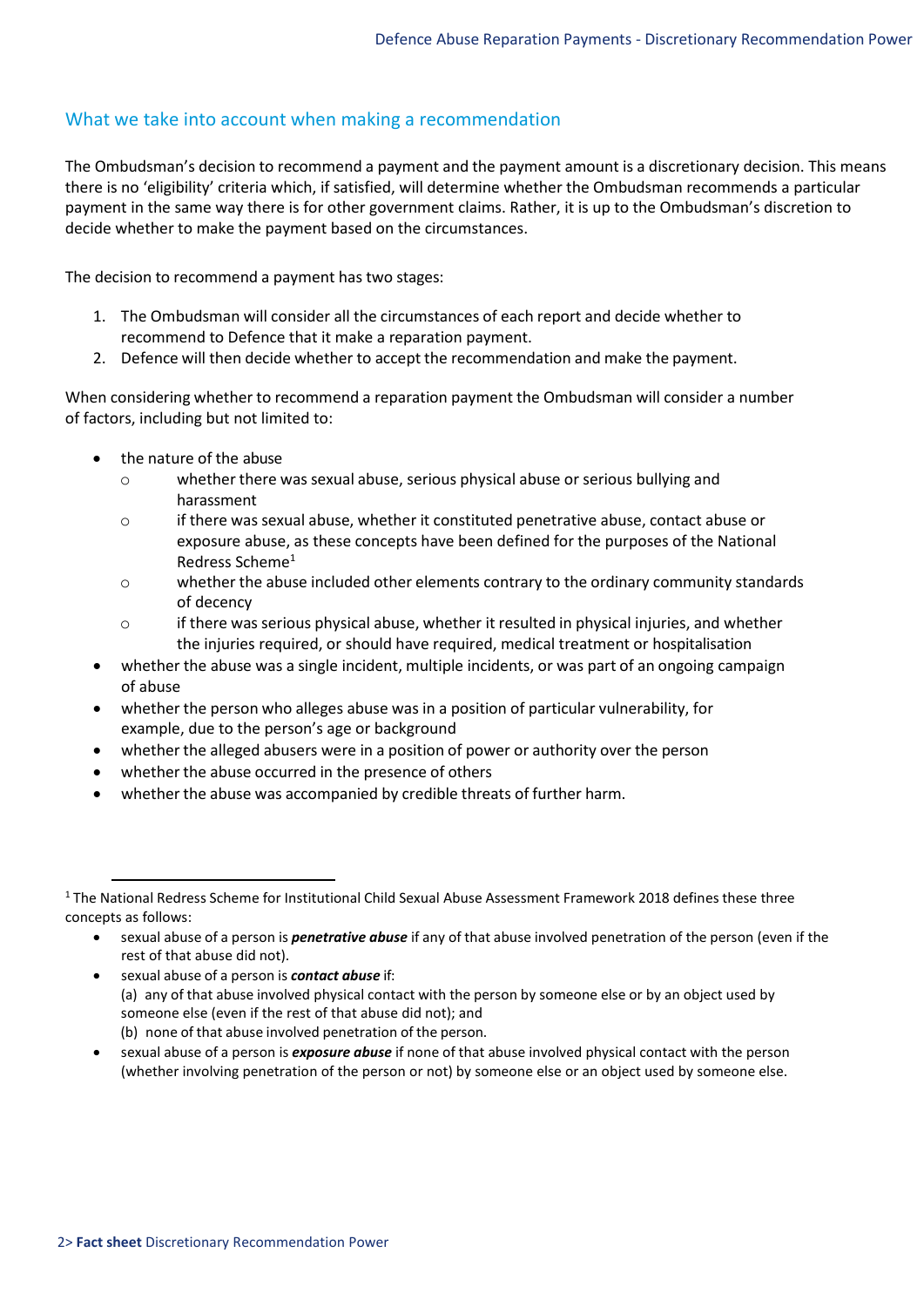## What we take into account when making a recommendation

The Ombudsman's decision to recommend a payment and the payment amount is a discretionary decision. This means there is no 'eligibility' criteria which, if satisfied, will determine whether the Ombudsman recommends a particular payment in the same way there is for other government claims. Rather, it is up to the Ombudsman's discretion to decide whether to make the payment based on the circumstances.

The decision to recommend a payment has two stages:

1. The Ombudsman will consider all the circumstances of each report and decide whether to recommend to Defence that it make a reparation payment.
2. Defence will then decide whether to accept the recommendation and make the payment.

When considering whether to recommend a reparation payment the Ombudsman will consider a number of factors, including but not limited to:

- the nature of the abuse
  - whether there was sexual abuse, serious physical abuse or serious bullying and harassment
  - if there was sexual abuse, whether it constituted penetrative abuse, contact abuse or exposure abuse, as these concepts have been defined for the purposes of the National Redress Scheme[1]
  - whether the abuse included other elements contrary to the ordinary community standards of decency
  - if there was serious physical abuse, whether it resulted in physical injuries, and whether the injuries required, or should have required, medical treatment or hospitalisation
- whether the abuse was a single incident, multiple incidents, or was part of an ongoing campaign of abuse
- whether the person who alleges abuse was in a position of particular vulnerability, for example, due to the person's age or background
- whether the alleged abusers were in a position of power or authority over the person
- whether the abuse occurred in the presence of others
- whether the abuse was accompanied by credible threats of further harm.

---

[1] The National Redress Scheme for Institutional Child Sexual Abuse Assessment Framework 2018 defines these three concepts as follows:

- sexual abuse of a person is ***penetrative abuse*** if any of that abuse involved penetration of the person (even if the rest of that abuse did not).
- sexual abuse of a person is ***contact abuse*** if:
  (a) any of that abuse involved physical contact with the person by someone else or by an object used by someone else (even if the rest of that abuse did not); and
  (b) none of that abuse involved penetration of the person.
- sexual abuse of a person is ***exposure abuse*** if none of that abuse involved physical contact with the person (whether involving penetration of the person or not) by someone else or an object used by someone else.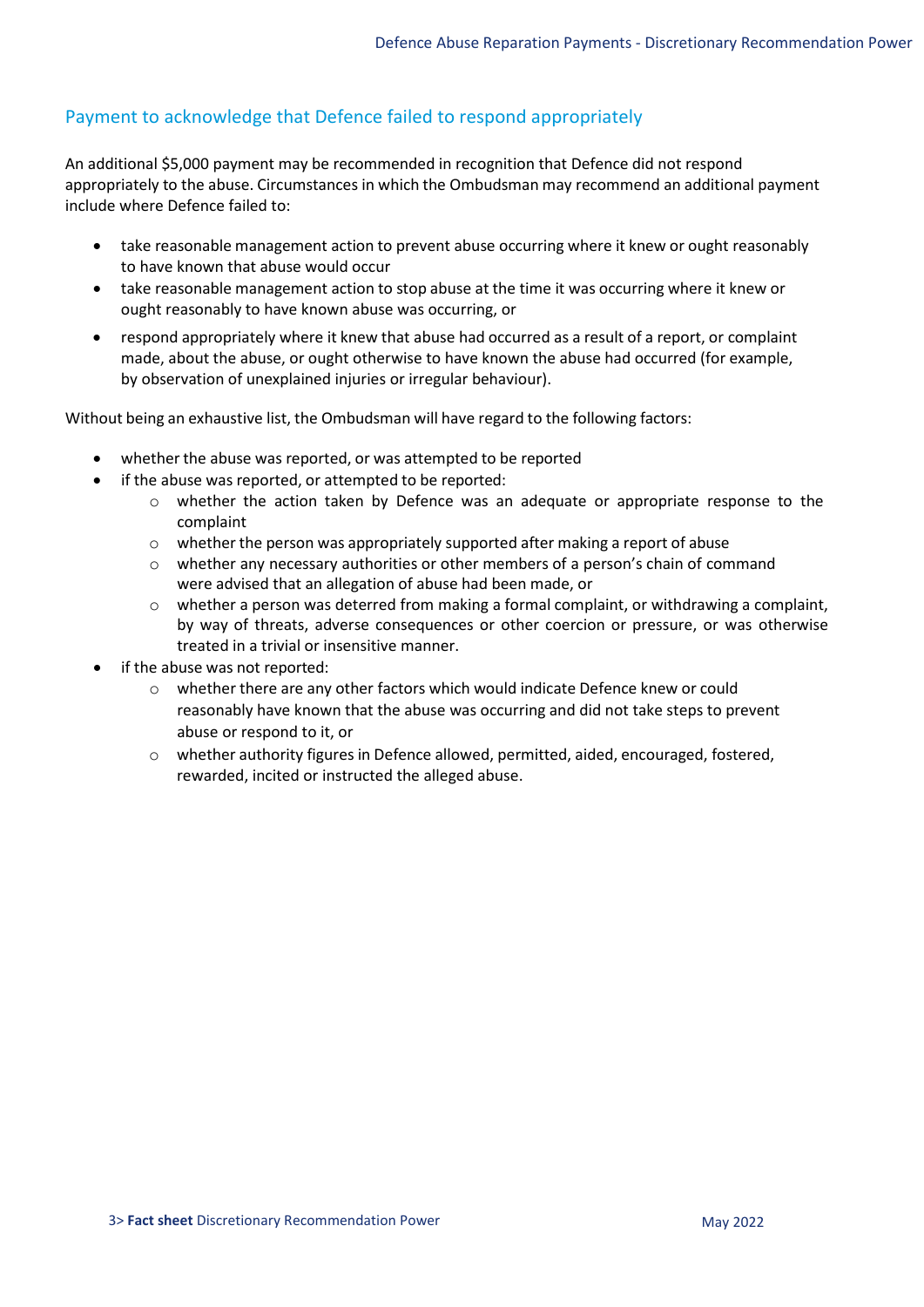## Payment to acknowledge that Defence failed to respond appropriately

An additional $5,000 payment may be recommended in recognition that Defence did not respond appropriately to the abuse. Circumstances in which the Ombudsman may recommend an additional payment include where Defence failed to:

- take reasonable management action to prevent abuse occurring where it knew or ought reasonably to have known that abuse would occur
- take reasonable management action to stop abuse at the time it was occurring where it knew or ought reasonably to have known abuse was occurring, or
- respond appropriately where it knew that abuse had occurred as a result of a report, or complaint made, about the abuse, or ought otherwise to have known the abuse had occurred (for example, by observation of unexplained injuries or irregular behaviour).

Without being an exhaustive list, the Ombudsman will have regard to the following factors:

- whether the abuse was reported, or was attempted to be reported
- if the abuse was reported, or attempted to be reported:
  - whether the action taken by Defence was an adequate or appropriate response to the complaint
  - whether the person was appropriately supported after making a report of abuse
  - whether any necessary authorities or other members of a person's chain of command were advised that an allegation of abuse had been made, or
  - whether a person was deterred from making a formal complaint, or withdrawing a complaint, by way of threats, adverse consequences or other coercion or pressure, or was otherwise treated in a trivial or insensitive manner.
- if the abuse was not reported:
  - whether there are any other factors which would indicate Defence knew or could reasonably have known that the abuse was occurring and did not take steps to prevent abuse or respond to it, or
  - whether authority figures in Defence allowed, permitted, aided, encouraged, fostered, rewarded, incited or instructed the alleged abuse.